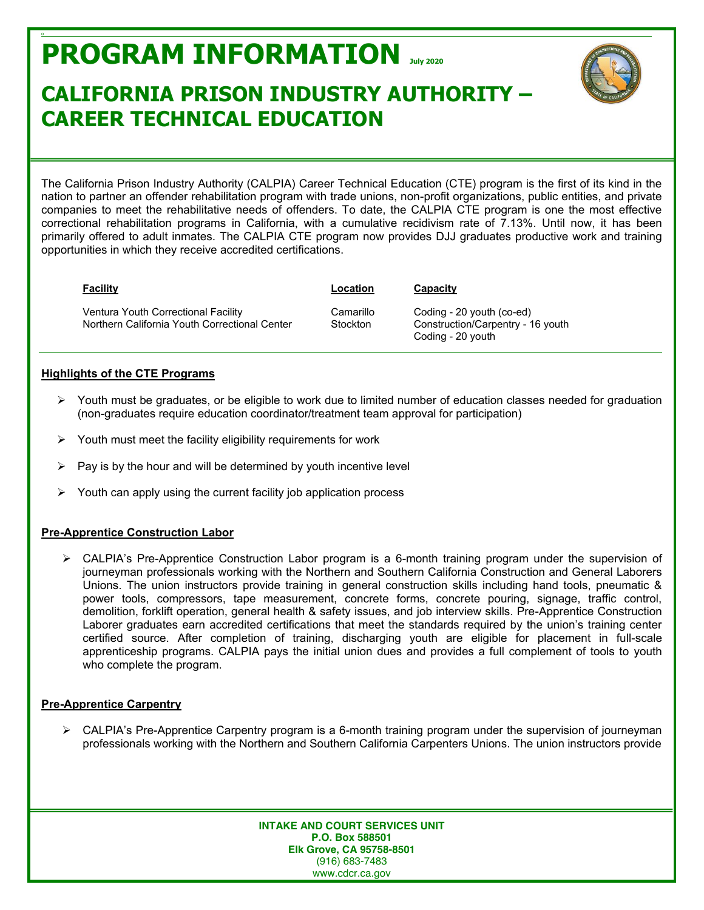# PROGRAM INFORMATION July 2020

## CALIFORNIA PRISON INDUSTRY AUTHORITY – CAREER TECHNICAL EDUCATION

The California Prison Industry Authority (CALPIA) Career Technical Education (CTE) program is the first of its kind in the nation to partner an offender rehabilitation program with trade unions, non-profit organizations, public entities, and private companies to meet the rehabilitative needs of offenders. To date, the CALPIA CTE program is one the most effective correctional rehabilitation programs in California, with a cumulative recidivism rate of 7.13%. Until now, it has been primarily offered to adult inmates. The CALPIA CTE program now provides DJJ graduates productive work and training opportunities in which they receive accredited certifications.

| Facility | Location | Capacity |
|---|---|---|
| Ventura Youth Correctional Facility | Camarillo | Coding - 20 youth (co-ed) |
| Northern California Youth Correctional Center | Stockton | Construction/Carpentry - 16 youth<br>Coding - 20 youth |

### Highlights of the CTE Programs

- Youth must be graduates, or be eligible to work due to limited number of education classes needed for graduation (non-graduates require education coordinator/treatment team approval for participation)
- Youth must meet the facility eligibility requirements for work
- Pay is by the hour and will be determined by youth incentive level
- Youth can apply using the current facility job application process

### Pre-Apprentice Construction Labor

- CALPIA's Pre-Apprentice Construction Labor program is a 6-month training program under the supervision of journeyman professionals working with the Northern and Southern California Construction and General Laborers Unions. The union instructors provide training in general construction skills including hand tools, pneumatic & power tools, compressors, tape measurement, concrete forms, concrete pouring, signage, traffic control, demolition, forklift operation, general health & safety issues, and job interview skills. Pre-Apprentice Construction Laborer graduates earn accredited certifications that meet the standards required by the union's training center certified source. After completion of training, discharging youth are eligible for placement in full-scale apprenticeship programs. CALPIA pays the initial union dues and provides a full complement of tools to youth who complete the program.

### Pre-Apprentice Carpentry

- CALPIA's Pre-Apprentice Carpentry program is a 6-month training program under the supervision of journeyman professionals working with the Northern and Southern California Carpenters Unions. The union instructors provide

**INTAKE AND COURT SERVICES UNIT**
**P.O. Box 588501**
**Elk Grove, CA 95758-8501**
(916) 683-7483
www.cdcr.ca.gov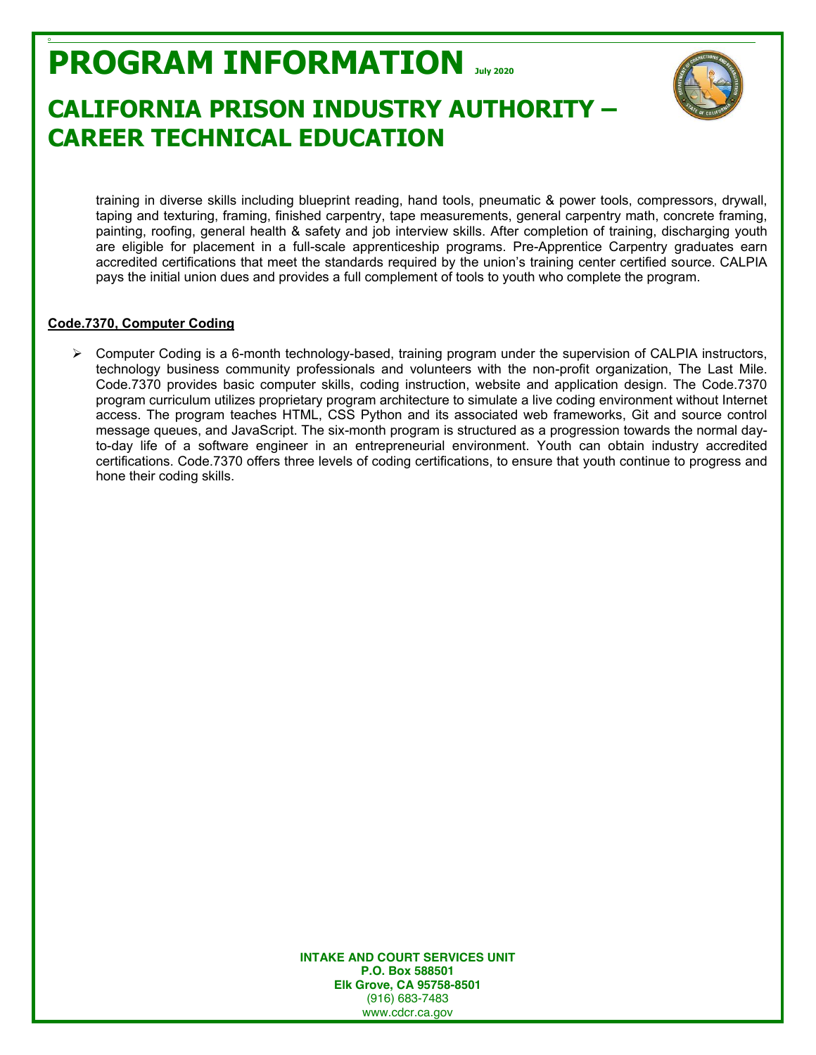# PROGRAM INFORMATION July 2020

## CALIFORNIA PRISON INDUSTRY AUTHORITY – CAREER TECHNICAL EDUCATION

training in diverse skills including blueprint reading, hand tools, pneumatic & power tools, compressors, drywall, taping and texturing, framing, finished carpentry, tape measurements, general carpentry math, concrete framing, painting, roofing, general health & safety and job interview skills. After completion of training, discharging youth are eligible for placement in a full-scale apprenticeship programs. Pre-Apprentice Carpentry graduates earn accredited certifications that meet the standards required by the union's training center certified source. CALPIA pays the initial union dues and provides a full complement of tools to youth who complete the program.

**Code.7370, Computer Coding**

- Computer Coding is a 6-month technology-based, training program under the supervision of CALPIA instructors, technology business community professionals and volunteers with the non-profit organization, The Last Mile. Code.7370 provides basic computer skills, coding instruction, website and application design. The Code.7370 program curriculum utilizes proprietary program architecture to simulate a live coding environment without Internet access. The program teaches HTML, CSS Python and its associated web frameworks, Git and source control message queues, and JavaScript. The six-month program is structured as a progression towards the normal day-to-day life of a software engineer in an entrepreneurial environment. Youth can obtain industry accredited certifications. Code.7370 offers three levels of coding certifications, to ensure that youth continue to progress and hone their coding skills.

**INTAKE AND COURT SERVICES UNIT**
**P.O. Box 588501**
**Elk Grove, CA 95758-8501**
(916) 683-7483
www.cdcr.ca.gov